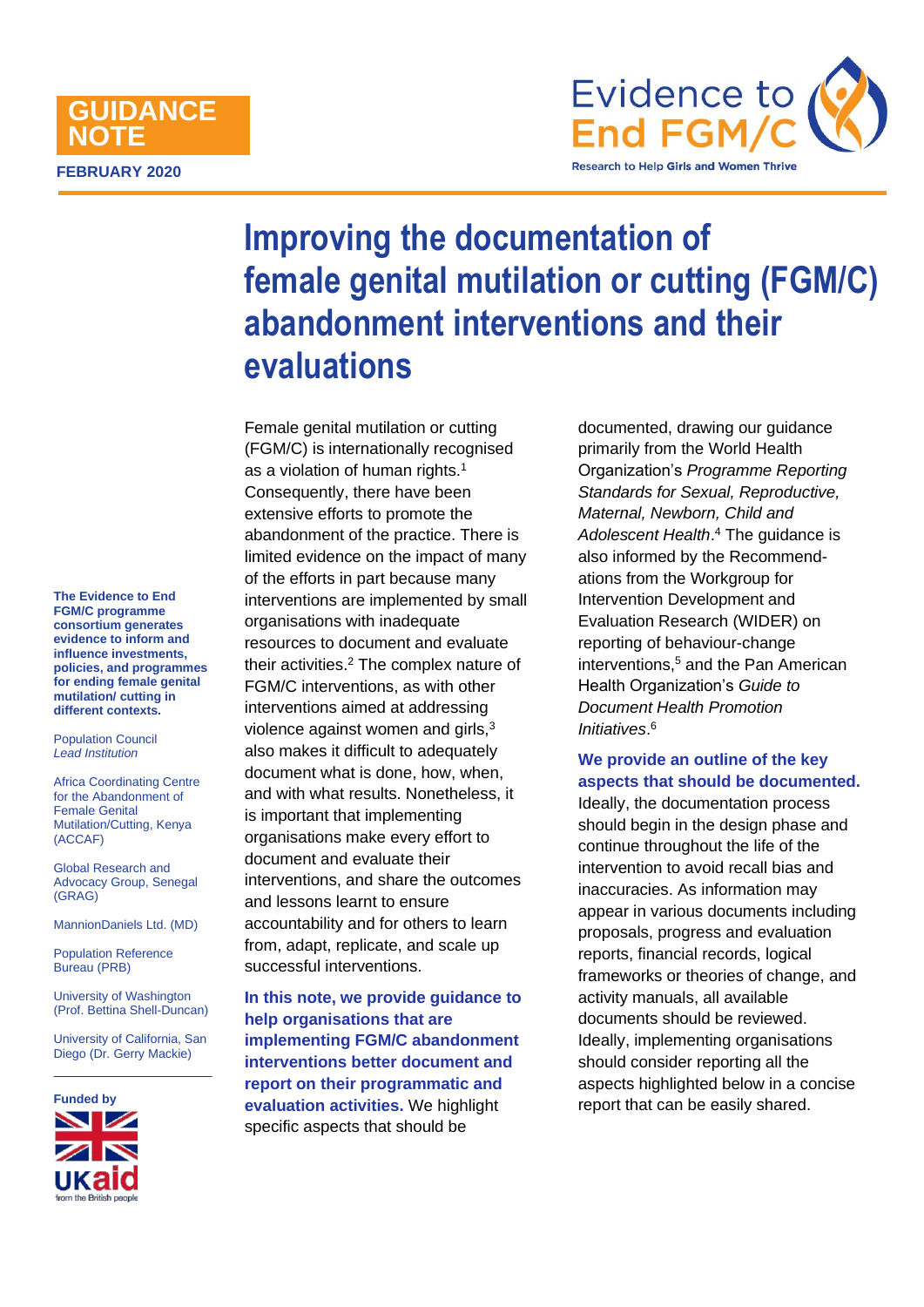**GUIDANCE NOTE**

**FEBRUARY 2020**

Evidence to End FGM/C

Research to Help Girls and Women Thrive

# Improving the documentation of female genital mutilation or cutting (FGM/C) abandonment interventions and their evaluations

Female genital mutilation or cutting (FGM/C) is internationally recognised as a violation of human rights.[1] Consequently, there have been extensive efforts to promote the abandonment of the practice. There is limited evidence on the impact of many of the efforts in part because many interventions are implemented by small organisations with inadequate resources to document and evaluate their activities.[2] The complex nature of FGM/C interventions, as with other interventions aimed at addressing violence against women and girls,[3] also makes it difficult to adequately document what is done, how, when, and with what results. Nonetheless, it is important that implementing organisations make every effort to document and evaluate their interventions, and share the outcomes and lessons learnt to ensure accountability and for others to learn from, adapt, replicate, and scale up successful interventions.

**In this note, we provide guidance to help organisations that are implementing FGM/C abandonment interventions better document and report on their programmatic and evaluation activities.** We highlight specific aspects that should be documented, drawing our guidance primarily from the World Health Organization's *Programme Reporting Standards for Sexual, Reproductive, Maternal, Newborn, Child and Adolescent Health*.[4] The guidance is also informed by the Recommend-ations from the Workgroup for Intervention Development and Evaluation Research (WIDER) on reporting of behaviour-change interventions,[5] and the Pan American Health Organization's *Guide to Document Health Promotion Initiatives*.[6]

**We provide an outline of the key aspects that should be documented.** Ideally, the documentation process should begin in the design phase and continue throughout the life of the intervention to avoid recall bias and inaccuracies. As information may appear in various documents including proposals, progress and evaluation reports, financial records, logical frameworks or theories of change, and activity manuals, all available documents should be reviewed. Ideally, implementing organisations should consider reporting all the aspects highlighted below in a concise report that can be easily shared.

**The Evidence to End FGM/C programme consortium generates evidence to inform and influence investments, policies, and programmes for ending female genital mutilation/ cutting in different contexts.**

Population Council
*Lead Institution*

Africa Coordinating Centre for the Abandonment of Female Genital Mutilation/Cutting, Kenya (ACCAF)

Global Research and Advocacy Group, Senegal (GRAG)

MannionDaniels Ltd. (MD)

Population Reference Bureau (PRB)

University of Washington (Prof. Bettina Shell-Duncan)

University of California, San Diego (Dr. Gerry Mackie)

**Funded by**

UKaid from the British people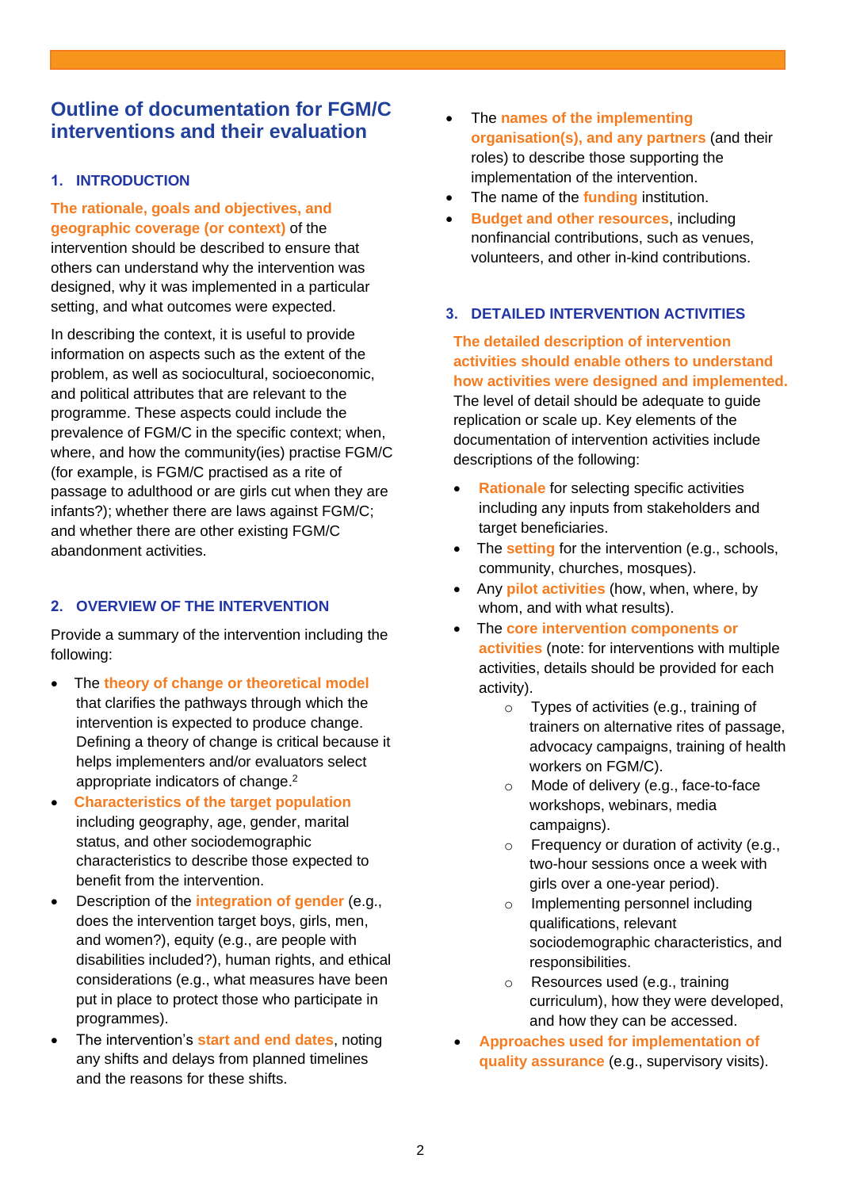# Outline of documentation for FGM/C interventions and their evaluation

## 1. INTRODUCTION

**The rationale, goals and objectives, and geographic coverage (or context)** of the intervention should be described to ensure that others can understand why the intervention was designed, why it was implemented in a particular setting, and what outcomes were expected.

In describing the context, it is useful to provide information on aspects such as the extent of the problem, as well as sociocultural, socioeconomic, and political attributes that are relevant to the programme. These aspects could include the prevalence of FGM/C in the specific context; when, where, and how the community(ies) practise FGM/C (for example, is FGM/C practised as a rite of passage to adulthood or are girls cut when they are infants?); whether there are laws against FGM/C; and whether there are other existing FGM/C abandonment activities.

## 2. OVERVIEW OF THE INTERVENTION

Provide a summary of the intervention including the following:

- The **theory of change or theoretical model** that clarifies the pathways through which the intervention is expected to produce change. Defining a theory of change is critical because it helps implementers and/or evaluators select appropriate indicators of change.[2]
- **Characteristics of the target population** including geography, age, gender, marital status, and other sociodemographic characteristics to describe those expected to benefit from the intervention.
- Description of the **integration of gender** (e.g., does the intervention target boys, girls, men, and women?), equity (e.g., are people with disabilities included?), human rights, and ethical considerations (e.g., what measures have been put in place to protect those who participate in programmes).
- The intervention's **start and end dates**, noting any shifts and delays from planned timelines and the reasons for these shifts.
- The **names of the implementing organisation(s), and any partners** (and their roles) to describe those supporting the implementation of the intervention.
- The name of the **funding** institution.
- **Budget and other resources**, including nonfinancial contributions, such as venues, volunteers, and other in-kind contributions.

## 3. DETAILED INTERVENTION ACTIVITIES

**The detailed description of intervention activities should enable others to understand how activities were designed and implemented.** The level of detail should be adequate to guide replication or scale up. Key elements of the documentation of intervention activities include descriptions of the following:

- **Rationale** for selecting specific activities including any inputs from stakeholders and target beneficiaries.
- The **setting** for the intervention (e.g., schools, community, churches, mosques).
- Any **pilot activities** (how, when, where, by whom, and with what results).
- The **core intervention components or activities** (note: for interventions with multiple activities, details should be provided for each activity).
  - Types of activities (e.g., training of trainers on alternative rites of passage, advocacy campaigns, training of health workers on FGM/C).
  - Mode of delivery (e.g., face-to-face workshops, webinars, media campaigns).
  - Frequency or duration of activity (e.g., two-hour sessions once a week with girls over a one-year period).
  - Implementing personnel including qualifications, relevant sociodemographic characteristics, and responsibilities.
  - Resources used (e.g., training curriculum), how they were developed, and how they can be accessed.
- **Approaches used for implementation of quality assurance** (e.g., supervisory visits).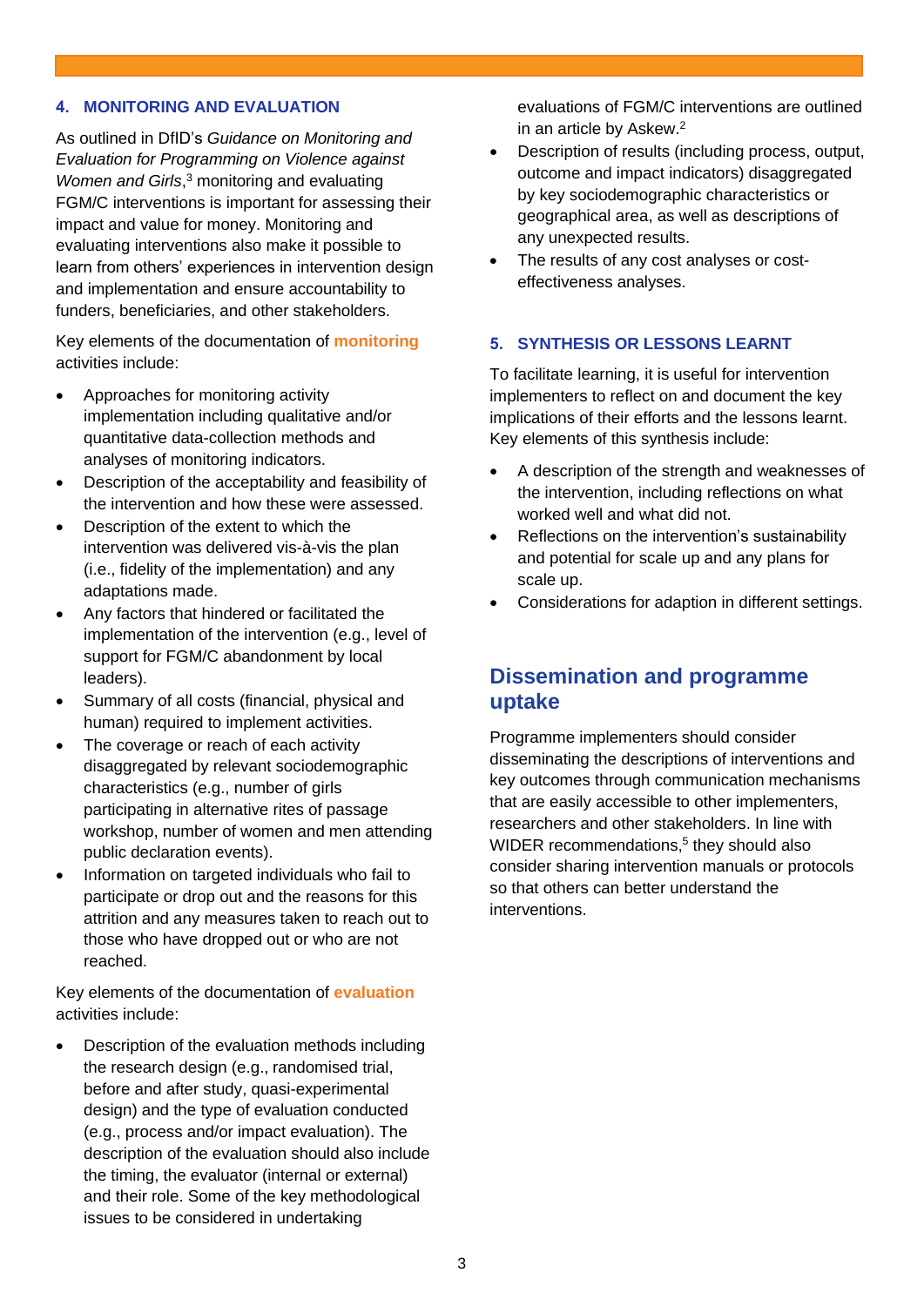## 4. MONITORING AND EVALUATION

As outlined in DfID's *Guidance on Monitoring and Evaluation for Programming on Violence against Women and Girls*,[3] monitoring and evaluating FGM/C interventions is important for assessing their impact and value for money. Monitoring and evaluating interventions also make it possible to learn from others' experiences in intervention design and implementation and ensure accountability to funders, beneficiaries, and other stakeholders.

Key elements of the documentation of **monitoring** activities include:

- Approaches for monitoring activity implementation including qualitative and/or quantitative data-collection methods and analyses of monitoring indicators.
- Description of the acceptability and feasibility of the intervention and how these were assessed.
- Description of the extent to which the intervention was delivered vis-à-vis the plan (i.e., fidelity of the implementation) and any adaptations made.
- Any factors that hindered or facilitated the implementation of the intervention (e.g., level of support for FGM/C abandonment by local leaders).
- Summary of all costs (financial, physical and human) required to implement activities.
- The coverage or reach of each activity disaggregated by relevant sociodemographic characteristics (e.g., number of girls participating in alternative rites of passage workshop, number of women and men attending public declaration events).
- Information on targeted individuals who fail to participate or drop out and the reasons for this attrition and any measures taken to reach out to those who have dropped out or who are not reached.

Key elements of the documentation of **evaluation** activities include:

- Description of the evaluation methods including the research design (e.g., randomised trial, before and after study, quasi-experimental design) and the type of evaluation conducted (e.g., process and/or impact evaluation). The description of the evaluation should also include the timing, the evaluator (internal or external) and their role. Some of the key methodological issues to be considered in undertaking evaluations of FGM/C interventions are outlined in an article by Askew.[2]
- Description of results (including process, output, outcome and impact indicators) disaggregated by key sociodemographic characteristics or geographical area, as well as descriptions of any unexpected results.
- The results of any cost analyses or cost-effectiveness analyses.

## 5. SYNTHESIS OR LESSONS LEARNT

To facilitate learning, it is useful for intervention implementers to reflect on and document the key implications of their efforts and the lessons learnt. Key elements of this synthesis include:

- A description of the strength and weaknesses of the intervention, including reflections on what worked well and what did not.
- Reflections on the intervention's sustainability and potential for scale up and any plans for scale up.
- Considerations for adaption in different settings.

# Dissemination and programme uptake

Programme implementers should consider disseminating the descriptions of interventions and key outcomes through communication mechanisms that are easily accessible to other implementers, researchers and other stakeholders. In line with WIDER recommendations,[5] they should also consider sharing intervention manuals or protocols so that others can better understand the interventions.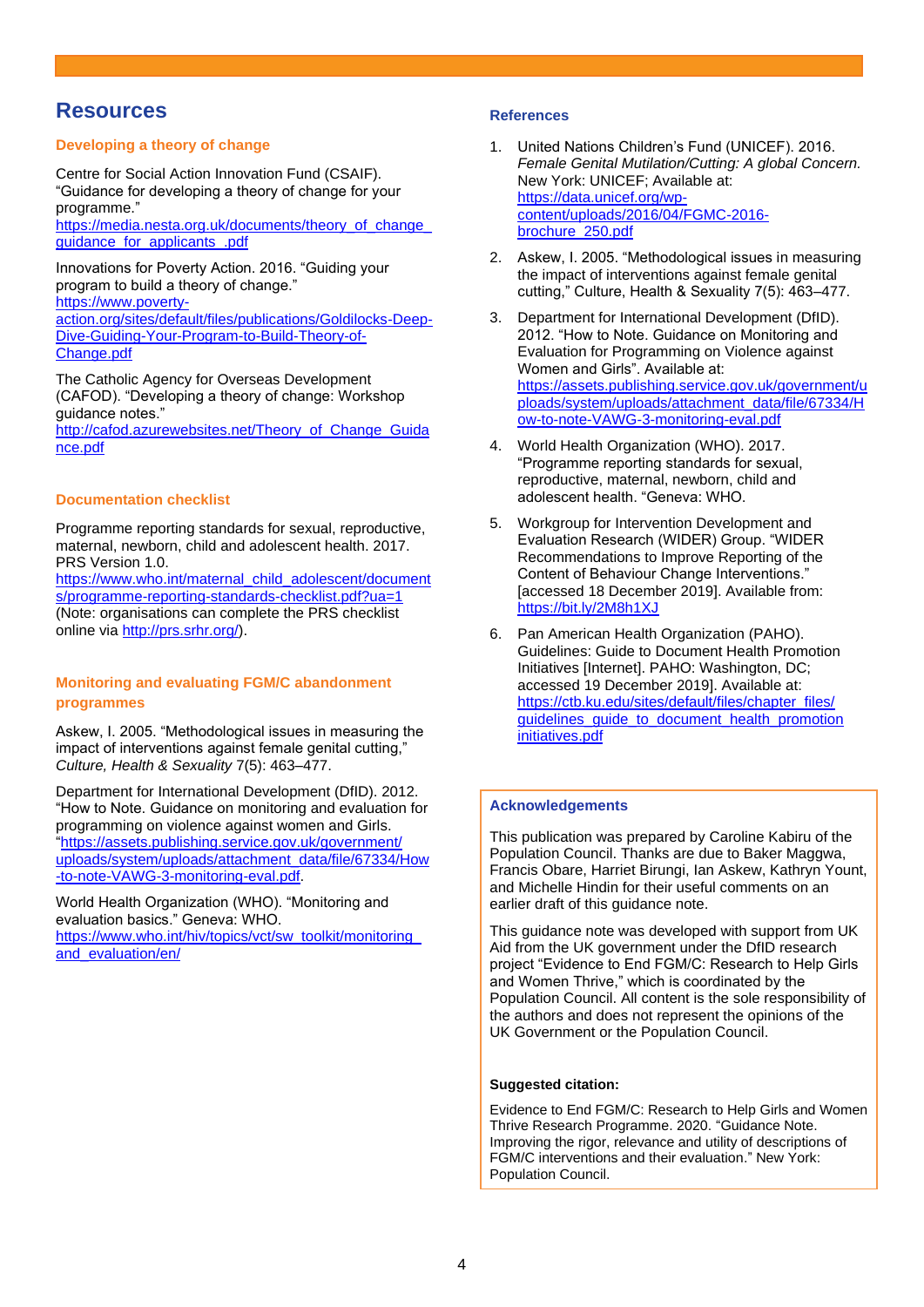# Resources

### Developing a theory of change

Centre for Social Action Innovation Fund (CSAIF). "Guidance for developing a theory of change for your programme." https://media.nesta.org.uk/documents/theory_of_change_guidance_for_applicants_.pdf

Innovations for Poverty Action. 2016. "Guiding your program to build a theory of change." https://www.poverty-action.org/sites/default/files/publications/Goldilocks-Deep-Dive-Guiding-Your-Program-to-Build-Theory-of-Change.pdf

The Catholic Agency for Overseas Development (CAFOD). "Developing a theory of change: Workshop guidance notes." http://cafod.azurewebsites.net/Theory_of_Change_Guidance.pdf

### Documentation checklist

Programme reporting standards for sexual, reproductive, maternal, newborn, child and adolescent health. 2017. PRS Version 1.0. https://www.who.int/maternal_child_adolescent/documents/programme-reporting-standards-checklist.pdf?ua=1 (Note: organisations can complete the PRS checklist online via http://prs.srhr.org/).

### Monitoring and evaluating FGM/C abandonment programmes

Askew, I. 2005. "Methodological issues in measuring the impact of interventions against female genital cutting," *Culture, Health & Sexuality* 7(5): 463–477.

Department for International Development (DfID). 2012. "How to Note. Guidance on monitoring and evaluation for programming on violence against women and Girls. "https://assets.publishing.service.gov.uk/government/uploads/system/uploads/attachment_data/file/67334/How-to-note-VAWG-3-monitoring-eval.pdf.

World Health Organization (WHO). "Monitoring and evaluation basics." Geneva: WHO. https://www.who.int/hiv/topics/vct/sw_toolkit/monitoring_and_evaluation/en/

### References

1. United Nations Children's Fund (UNICEF). 2016. *Female Genital Mutilation/Cutting: A global Concern.* New York: UNICEF; Available at: https://data.unicef.org/wp-content/uploads/2016/04/FGMC-2016-brochure_250.pdf
2. Askew, I. 2005. "Methodological issues in measuring the impact of interventions against female genital cutting," Culture, Health & Sexuality 7(5): 463–477.
3. Department for International Development (DfID). 2012. "How to Note. Guidance on Monitoring and Evaluation for Programming on Violence against Women and Girls". Available at: https://assets.publishing.service.gov.uk/government/uploads/system/uploads/attachment_data/file/67334/How-to-note-VAWG-3-monitoring-eval.pdf
4. World Health Organization (WHO). 2017. "Programme reporting standards for sexual, reproductive, maternal, newborn, child and adolescent health. "Geneva: WHO.
5. Workgroup for Intervention Development and Evaluation Research (WIDER) Group. "WIDER Recommendations to Improve Reporting of the Content of Behaviour Change Interventions." [accessed 18 December 2019]. Available from: https://bit.ly/2M8h1XJ
6. Pan American Health Organization (PAHO). Guidelines: Guide to Document Health Promotion Initiatives [Internet]. PAHO: Washington, DC; accessed 19 December 2019]. Available at: https://ctb.ku.edu/sites/default/files/chapter_files/guidelines_guide_to_document_health_promotion initiatives.pdf

### Acknowledgements

This publication was prepared by Caroline Kabiru of the Population Council. Thanks are due to Baker Maggwa, Francis Obare, Harriet Birungi, Ian Askew, Kathryn Yount, and Michelle Hindin for their useful comments on an earlier draft of this guidance note.

This guidance note was developed with support from UK Aid from the UK government under the DfID research project "Evidence to End FGM/C: Research to Help Girls and Women Thrive," which is coordinated by the Population Council. All content is the sole responsibility of the authors and does not represent the opinions of the UK Government or the Population Council.

**Suggested citation:**

Evidence to End FGM/C: Research to Help Girls and Women Thrive Research Programme. 2020. "Guidance Note. Improving the rigor, relevance and utility of descriptions of FGM/C interventions and their evaluation." New York: Population Council.